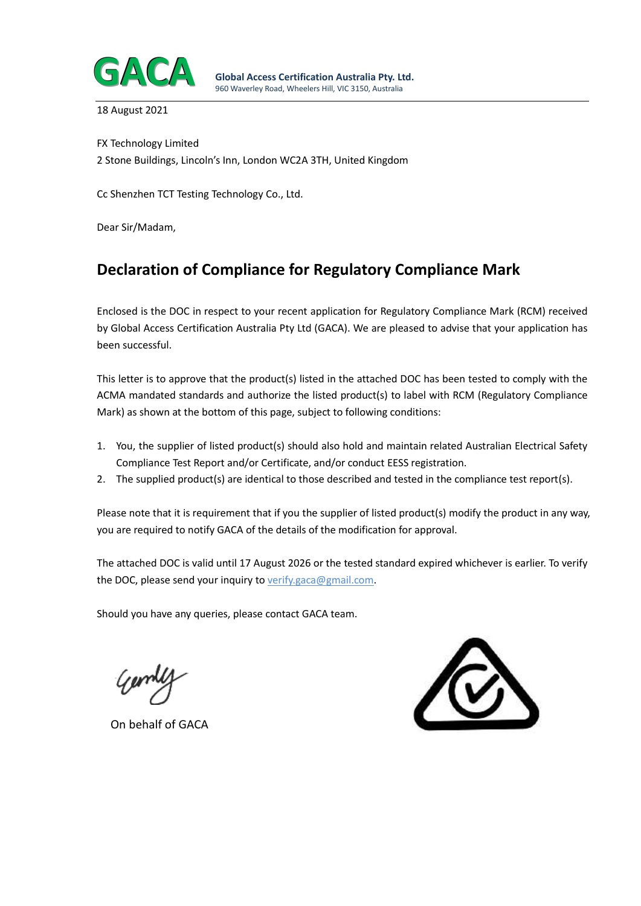GACA

**Global Access Certification Australia Pty. Ltd.**
960 Waverley Road, Wheelers Hill, VIC 3150, Australia

18 August 2021

FX Technology Limited
2 Stone Buildings, Lincoln's Inn, London WC2A 3TH, United Kingdom

Cc Shenzhen TCT Testing Technology Co., Ltd.

Dear Sir/Madam,

## Declaration of Compliance for Regulatory Compliance Mark

Enclosed is the DOC in respect to your recent application for Regulatory Compliance Mark (RCM) received by Global Access Certification Australia Pty Ltd (GACA). We are pleased to advise that your application has been successful.

This letter is to approve that the product(s) listed in the attached DOC has been tested to comply with the ACMA mandated standards and authorize the listed product(s) to label with RCM (Regulatory Compliance Mark) as shown at the bottom of this page, subject to following conditions:

1. You, the supplier of listed product(s) should also hold and maintain related Australian Electrical Safety Compliance Test Report and/or Certificate, and/or conduct EESS registration.
2. The supplied product(s) are identical to those described and tested in the compliance test report(s).

Please note that it is requirement that if you the supplier of listed product(s) modify the product in any way, you are required to notify GACA of the details of the modification for approval.

The attached DOC is valid until 17 August 2026 or the tested standard expired whichever is earlier. To verify the DOC, please send your inquiry to verify.gaca@gmail.com.

Should you have any queries, please contact GACA team.

On behalf of GACA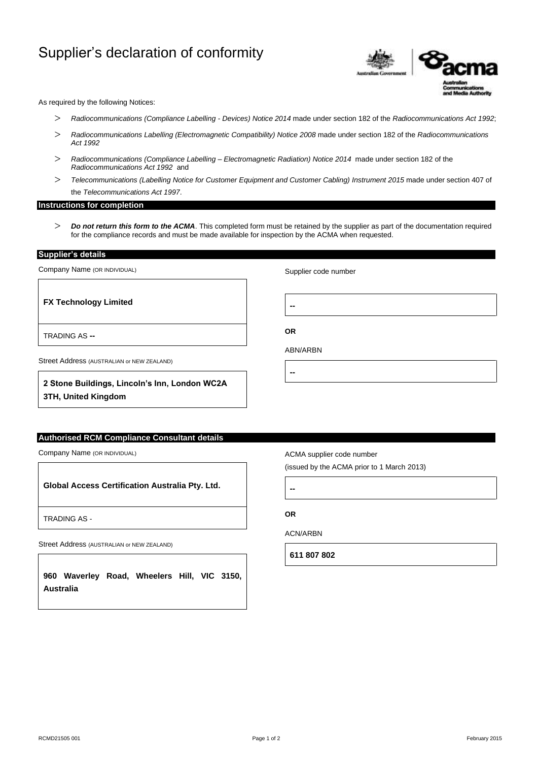# Supplier's declaration of conformity

As required by the following Notices:

- *Radiocommunications (Compliance Labelling - Devices) Notice 2014* made under section 182 of the *Radiocommunications Act 1992*;
- *Radiocommunications Labelling (Electromagnetic Compatibility) Notice 2008* made under section 182 of the *Radiocommunications Act 1992*
- *Radiocommunications (Compliance Labelling – Electromagnetic Radiation) Notice 2014* made under section 182 of the *Radiocommunications Act 1992* and
- *Telecommunications (Labelling Notice for Customer Equipment and Customer Cabling) Instrument 2015* made under section 407 of the *Telecommunications Act 1997*.

## Instructions for completion

- ***Do not return this form to the ACMA***. This completed form must be retained by the supplier as part of the documentation required for the compliance records and must be made available for inspection by the ACMA when requested.

## Supplier's details

Company Name (OR INDIVIDUAL)

**FX Technology Limited**

TRADING AS **--**

Street Address (AUSTRALIAN or NEW ZEALAND)

**2 Stone Buildings, Lincoln's Inn, London WC2A 3TH, United Kingdom**

Supplier code number

**--**

**OR**

ABN/ARBN

**--**

## Authorised RCM Compliance Consultant details

Company Name (OR INDIVIDUAL)

**Global Access Certification Australia Pty. Ltd.**

TRADING AS -

Street Address (AUSTRALIAN or NEW ZEALAND)

**960 Waverley Road, Wheelers Hill, VIC 3150, Australia**

ACMA supplier code number

(issued by the ACMA prior to 1 March 2013)

**--**

**OR**

ACN/ARBN

**611 807 802**

RCMD21505 001

February 2015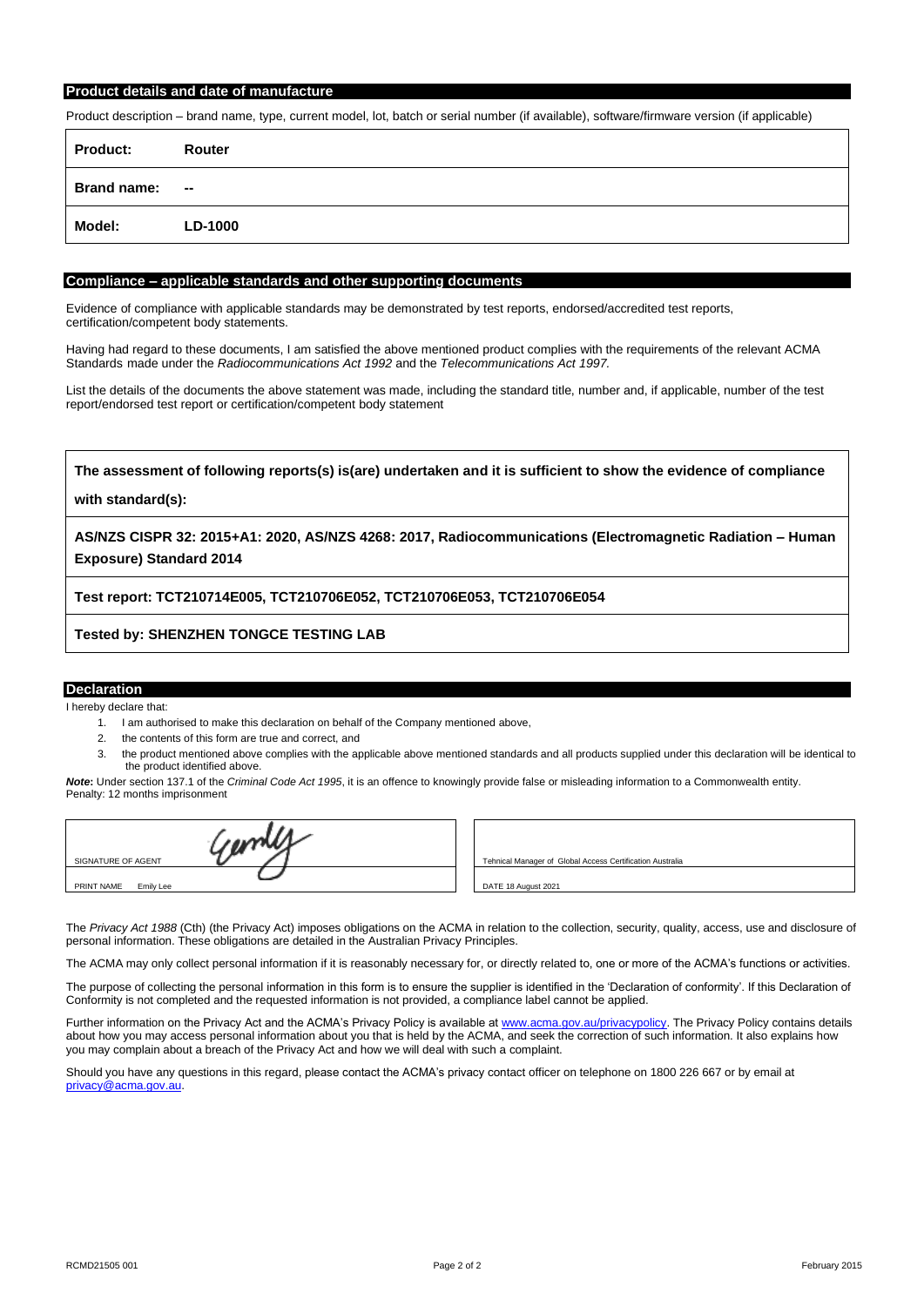## Product details and date of manufacture

Product description – brand name, type, current model, lot, batch or serial number (if available), software/firmware version (if applicable)

| | |
|---|---|
| **Product:** | **Router** |
| **Brand name:** | **--** |
| **Model:** | **LD-1000** |

## Compliance – applicable standards and other supporting documents

Evidence of compliance with applicable standards may be demonstrated by test reports, endorsed/accredited test reports, certification/competent body statements.

Having had regard to these documents, I am satisfied the above mentioned product complies with the requirements of the relevant ACMA Standards made under the *Radiocommunications Act 1992* and the *Telecommunications Act 1997.*

List the details of the documents the above statement was made, including the standard title, number and, if applicable, number of the test report/endorsed test report or certification/competent body statement

**The assessment of following reports(s) is(are) undertaken and it is sufficient to show the evidence of compliance with standard(s):**

**AS/NZS CISPR 32: 2015+A1: 2020, AS/NZS 4268: 2017, Radiocommunications (Electromagnetic Radiation – Human Exposure) Standard 2014**

**Test report: TCT210714E005, TCT210706E052, TCT210706E053, TCT210706E054**

**Tested by: SHENZHEN TONGCE TESTING LAB**

## Declaration

I hereby declare that:

1. I am authorised to make this declaration on behalf of the Company mentioned above,
2. the contents of this form are true and correct, and
3. the product mentioned above complies with the applicable above mentioned standards and all products supplied under this declaration will be identical to the product identified above.

***Note*:** Under section 137.1 of the *Criminal Code Act 1995*, it is an offence to knowingly provide false or misleading information to a Commonwealth entity. Penalty: 12 months imprisonment

| | |
|---|---|
| SIGNATURE OF AGENT | Tehnical Manager of Global Access Certification Australia |
| PRINT NAME Emily Lee | DATE 18 August 2021 |

The *Privacy Act 1988* (Cth) (the Privacy Act) imposes obligations on the ACMA in relation to the collection, security, quality, access, use and disclosure of personal information. These obligations are detailed in the Australian Privacy Principles.

The ACMA may only collect personal information if it is reasonably necessary for, or directly related to, one or more of the ACMA's functions or activities.

The purpose of collecting the personal information in this form is to ensure the supplier is identified in the 'Declaration of conformity'. If this Declaration of Conformity is not completed and the requested information is not provided, a compliance label cannot be applied.

Further information on the Privacy Act and the ACMA's Privacy Policy is available at www.acma.gov.au/privacypolicy. The Privacy Policy contains details about how you may access personal information about you that is held by the ACMA, and seek the correction of such information. It also explains how you may complain about a breach of the Privacy Act and how we will deal with such a complaint.

Should you have any questions in this regard, please contact the ACMA's privacy contact officer on telephone on 1800 226 667 or by email at privacy@acma.gov.au.

RCMD21505 001 February 2015